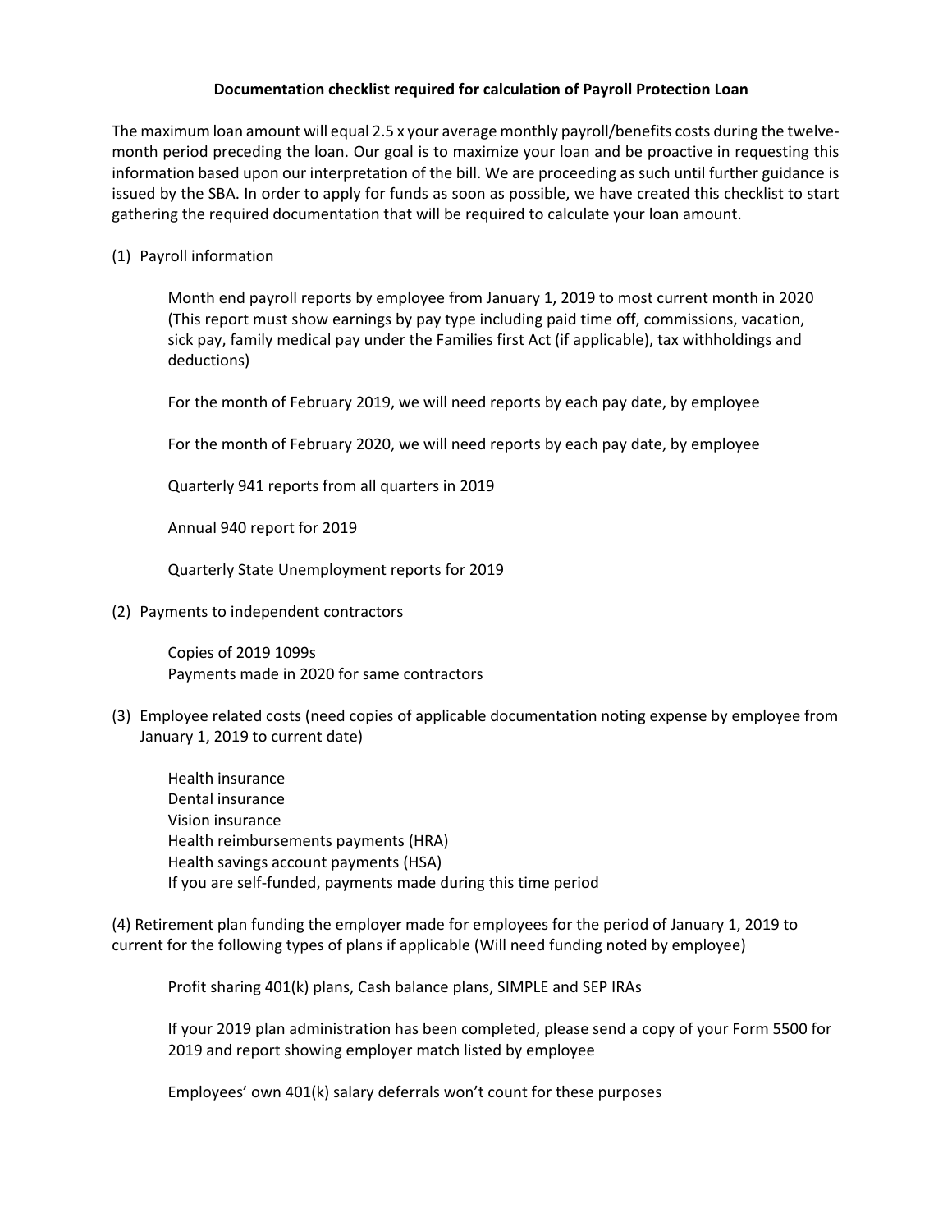**Documentation checklist required for calculation of Payroll Protection Loan**

The maximum loan amount will equal 2.5 x your average monthly payroll/benefits costs during the twelve-month period preceding the loan. Our goal is to maximize your loan and be proactive in requesting this information based upon our interpretation of the bill. We are proceeding as such until further guidance is issued by the SBA. In order to apply for funds as soon as possible, we have created this checklist to start gathering the required documentation that will be required to calculate your loan amount.

(1) Payroll information

Month end payroll reports <u>by employee</u> from January 1, 2019 to most current month in 2020 (This report must show earnings by pay type including paid time off, commissions, vacation, sick pay, family medical pay under the Families first Act (if applicable), tax withholdings and deductions)

For the month of February 2019, we will need reports by each pay date, by employee

For the month of February 2020, we will need reports by each pay date, by employee

Quarterly 941 reports from all quarters in 2019

Annual 940 report for 2019

Quarterly State Unemployment reports for 2019

(2) Payments to independent contractors

Copies of 2019 1099s
Payments made in 2020 for same contractors

(3) Employee related costs (need copies of applicable documentation noting expense by employee from January 1, 2019 to current date)

Health insurance
Dental insurance
Vision insurance
Health reimbursements payments (HRA)
Health savings account payments (HSA)
If you are self-funded, payments made during this time period

(4) Retirement plan funding the employer made for employees for the period of January 1, 2019 to current for the following types of plans if applicable (Will need funding noted by employee)

Profit sharing 401(k) plans, Cash balance plans, SIMPLE and SEP IRAs

If your 2019 plan administration has been completed, please send a copy of your Form 5500 for 2019 and report showing employer match listed by employee

Employees' own 401(k) salary deferrals won't count for these purposes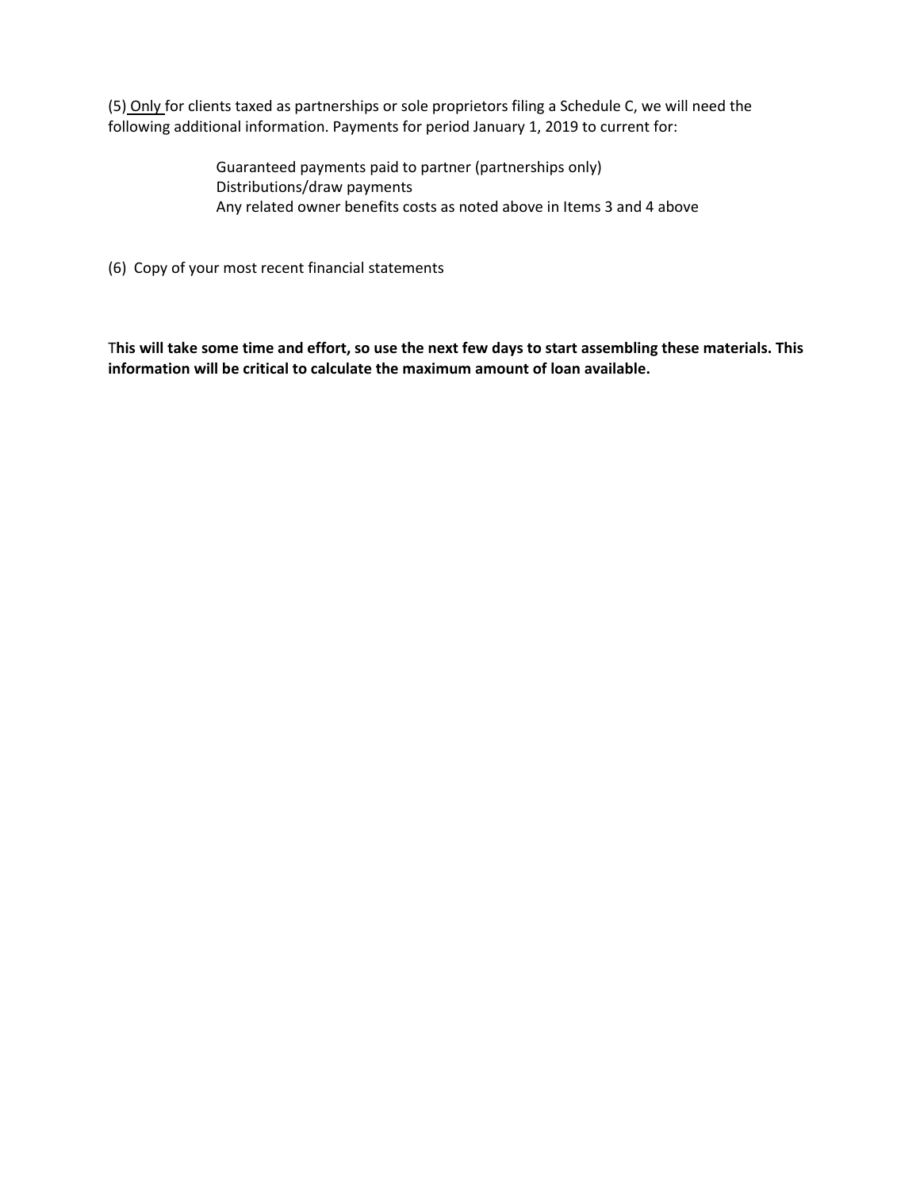(5) <u>Only</u> for clients taxed as partnerships or sole proprietors filing a Schedule C, we will need the following additional information. Payments for period January 1, 2019 to current for:

Guaranteed payments paid to partner (partnerships only)
Distributions/draw payments
Any related owner benefits costs as noted above in Items 3 and 4 above

(6) Copy of your most recent financial statements

**This will take some time and effort, so use the next few days to start assembling these materials. This information will be critical to calculate the maximum amount of loan available.**